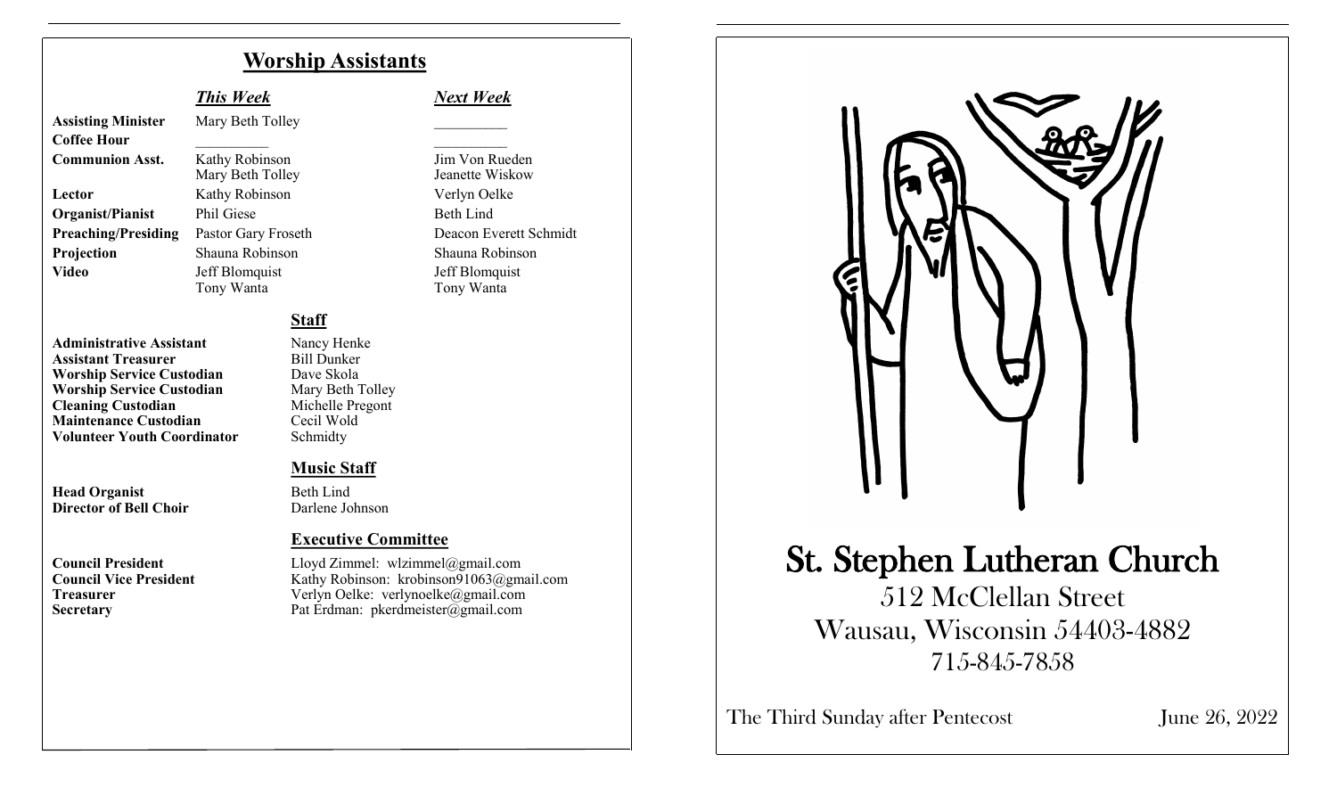## Worship Assistants

| | *This Week* | *Next Week* |
|---|---|---|
| **Assisting Minister** | Mary Beth Tolley | \_\_\_\_\_\_\_\_\_\_ |
| **Coffee Hour** | \_\_\_\_\_\_\_\_\_\_ | \_\_\_\_\_\_\_\_\_\_ |
| **Communion Asst.** | Kathy Robinson<br>Mary Beth Tolley | Jim Von Rueden<br>Jeanette Wiskow |
| **Lector** | Kathy Robinson | Verlyn Oelke |
| **Organist/Pianist** | Phil Giese | Beth Lind |
| **Preaching/Presiding** | Pastor Gary Froseth | Deacon Everett Schmidt |
| **Projection** | Shauna Robinson | Shauna Robinson |
| **Video** | Jeff Blomquist<br>Tony Wanta | Jeff Blomquist<br>Tony Wanta |

### Staff

| | |
|---|---|
| **Administrative Assistant** | Nancy Henke |
| **Assistant Treasurer** | Bill Dunker |
| **Worship Service Custodian** | Dave Skola |
| **Worship Service Custodian** | Mary Beth Tolley |
| **Cleaning Custodian** | Michelle Pregont |
| **Maintenance Custodian** | Cecil Wold |
| **Volunteer Youth Coordinator** | Schmidty |

### Music Staff

| | |
|---|---|
| **Head Organist** | Beth Lind |
| **Director of Bell Choir** | Darlene Johnson |

### Executive Committee

| | |
|---|---|
| **Council President** | Lloyd Zimmel: wlzimmel@gmail.com |
| **Council Vice President** | Kathy Robinson: krobinson91063@gmail.com |
| **Treasurer** | Verlyn Oelke: verlynoelke@gmail.com |
| **Secretary** | Pat Erdman: pkerdmeister@gmail.com |

# St. Stephen Lutheran Church

512 McClellan Street
Wausau, Wisconsin 54403-4882
715-845-7858

The Third Sunday after Pentecost — June 26, 2022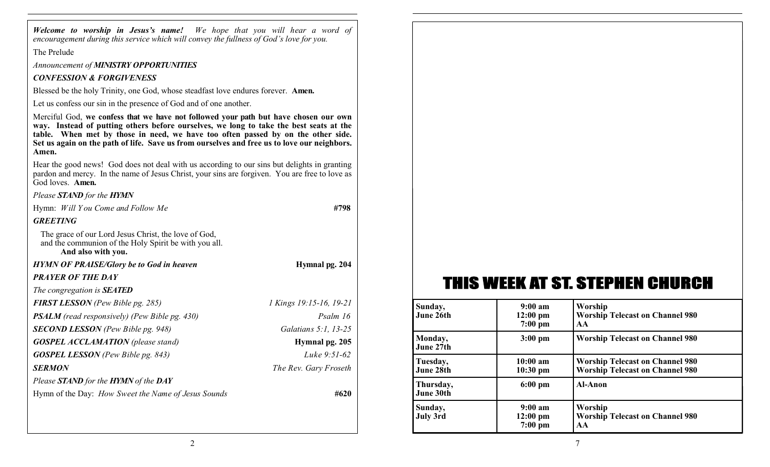***Welcome to worship in Jesus's name!*** *We hope that you will hear a word of encouragement during this service which will convey the fullness of God's love for you.*

The Prelude

*Announcement of* ***MINISTRY OPPORTUNITIES***

***CONFESSION & FORGIVENESS***

Blessed be the holy Trinity, one God, whose steadfast love endures forever. **Amen.**

Let us confess our sin in the presence of God and of one another.

Merciful God, **we confess that we have not followed your path but have chosen our own way. Instead of putting others before ourselves, we long to take the best seats at the table. When met by those in need, we have too often passed by on the other side. Set us again on the path of life. Save us from ourselves and free us to love our neighbors. Amen.**

Hear the good news! God does not deal with us according to our sins but delights in granting pardon and mercy. In the name of Jesus Christ, your sins are forgiven. You are free to love as God loves. **Amen.**

*Please* ***STAND*** *for the* ***HYMN***

Hymn: *Will You Come and Follow Me* **#798**

***GREETING***

The grace of our Lord Jesus Christ, the love of God,
and the communion of the Holy Spirit be with you all.
**And also with you.**

***HYMN OF PRAISE/Glory be to God in heaven*** **Hymnal pg. 204**

***PRAYER OF THE DAY***

*The congregation is* ***SEATED***

***FIRST LESSON*** *(Pew Bible pg. 285)* *1 Kings 19:15-16, 19-21*

***PSALM*** *(read responsively) (Pew Bible pg. 430)* *Psalm 16*

***SECOND LESSON*** *(Pew Bible pg. 948)* *Galatians 5:1, 13-25*

***GOSPEL ACCLAMATION*** *(please stand)* **Hymnal pg. 205**

***GOSPEL LESSON*** *(Pew Bible pg. 843)* *Luke 9:51-62*

***SERMON*** *The Rev. Gary Froseth*

*Please* ***STAND*** *for the* ***HYMN*** *of the* ***DAY***

Hymn of the Day: *How Sweet the Name of Jesus Sounds* **#620**

# THIS WEEK AT ST. STEPHEN CHURCH

| | | |
|---|---|---|
| **Sunday, June 26th** | **9:00 am**<br>**12:00 pm**<br>**7:00 pm** | **Worship**<br>**Worship Telecast on Channel 980**<br>**AA** |
| **Monday, June 27th** | **3:00 pm** | **Worship Telecast on Channel 980** |
| **Tuesday, June 28th** | **10:00 am**<br>**10:30 pm** | **Worship Telecast on Channel 980**<br>**Worship Telecast on Channel 980** |
| **Thursday, June 30th** | **6:00 pm** | **Al-Anon** |
| **Sunday, July 3rd** | **9:00 am**<br>**12:00 pm**<br>**7:00 pm** | **Worship**<br>**Worship Telecast on Channel 980**<br>**AA** |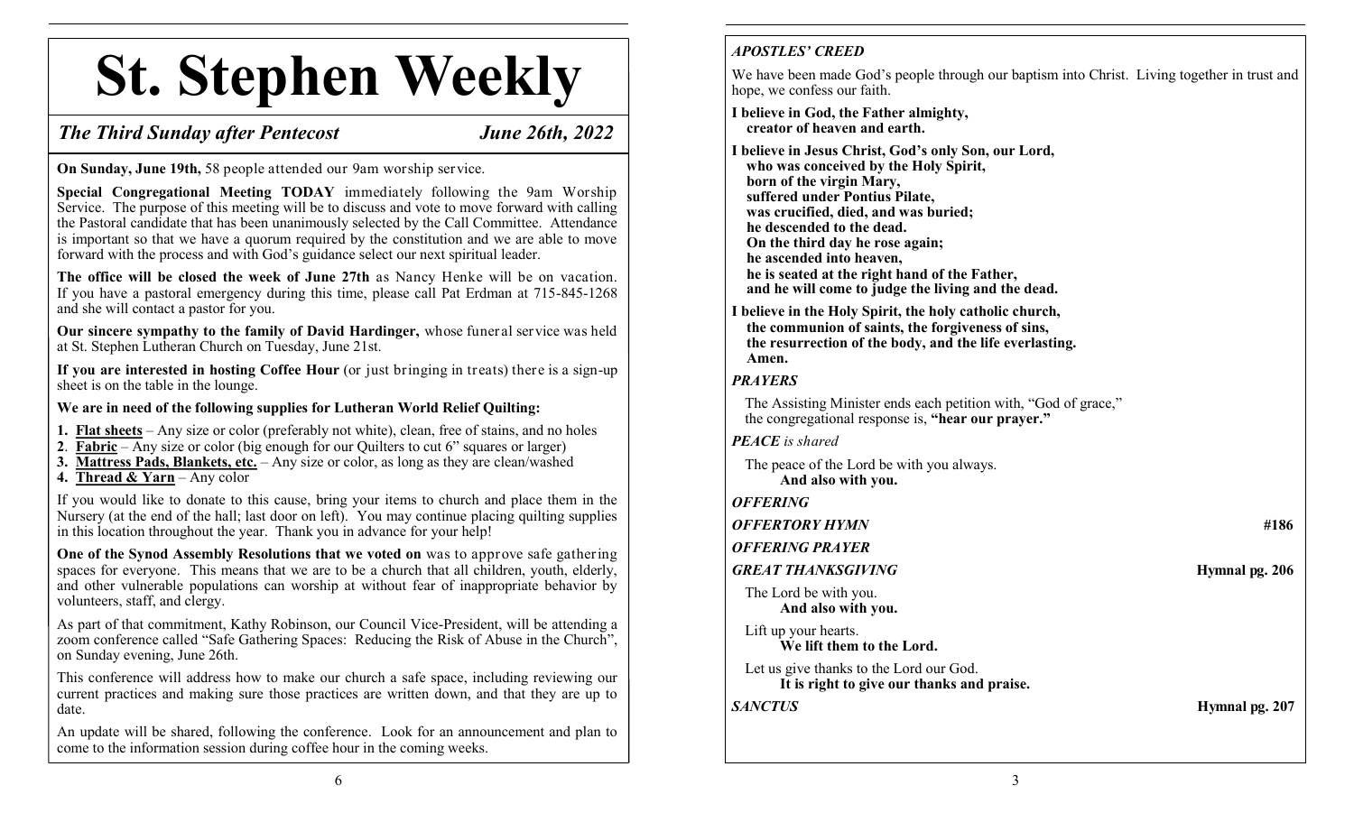# St. Stephen Weekly

*The Third Sunday after Pentecost* *June 26th, 2022*

**On Sunday, June 19th,** 58 people attended our 9am worship service.

**Special Congregational Meeting TODAY** immediately following the 9am Worship Service. The purpose of this meeting will be to discuss and vote to move forward with calling the Pastoral candidate that has been unanimously selected by the Call Committee. Attendance is important so that we have a quorum required by the constitution and we are able to move forward with the process and with God's guidance select our next spiritual leader.

**The office will be closed the week of June 27th** as Nancy Henke will be on vacation. If you have a pastoral emergency during this time, please call Pat Erdman at 715-845-1268 and she will contact a pastor for you.

**Our sincere sympathy to the family of David Hardinger,** whose funeral service was held at St. Stephen Lutheran Church on Tuesday, June 21st.

**If you are interested in hosting Coffee Hour** (or just bringing in treats) there is a sign-up sheet is on the table in the lounge.

**We are in need of the following supplies for Lutheran World Relief Quilting:**

1. **Flat sheets** – Any size or color (preferably not white), clean, free of stains, and no holes
2. **Fabric** – Any size or color (big enough for our Quilters to cut 6" squares or larger)
3. **Mattress Pads, Blankets, etc.** – Any size or color, as long as they are clean/washed
4. **Thread & Yarn** – Any color

If you would like to donate to this cause, bring your items to church and place them in the Nursery (at the end of the hall; last door on left). You may continue placing quilting supplies in this location throughout the year. Thank you in advance for your help!

**One of the Synod Assembly Resolutions that we voted on** was to approve safe gathering spaces for everyone. This means that we are to be a church that all children, youth, elderly, and other vulnerable populations can worship at without fear of inappropriate behavior by volunteers, staff, and clergy.

As part of that commitment, Kathy Robinson, our Council Vice-President, will be attending a zoom conference called "Safe Gathering Spaces: Reducing the Risk of Abuse in the Church", on Sunday evening, June 26th.

This conference will address how to make our church a safe space, including reviewing our current practices and making sure those practices are written down, and that they are up to date.

An update will be shared, following the conference. Look for an announcement and plan to come to the information session during coffee hour in the coming weeks.

***APOSTLES' CREED***

We have been made God's people through our baptism into Christ. Living together in trust and hope, we confess our faith.

**I believe in God, the Father almighty,
creator of heaven and earth.**

**I believe in Jesus Christ, God's only Son, our Lord,
who was conceived by the Holy Spirit,
born of the virgin Mary,
suffered under Pontius Pilate,
was crucified, died, and was buried;
he descended to the dead.
On the third day he rose again;
he ascended into heaven,
he is seated at the right hand of the Father,
and he will come to judge the living and the dead.**

**I believe in the Holy Spirit, the holy catholic church,
the communion of saints, the forgiveness of sins,
the resurrection of the body, and the life everlasting.
Amen.**

***PRAYERS***

The Assisting Minister ends each petition with, "God of grace,"
the congregational response is, **"hear our prayer."**

***PEACE*** *is shared*

The peace of the Lord be with you always.
**And also with you.**

***OFFERING***

***OFFERTORY HYMN*** **#186**

***OFFERING PRAYER***

***GREAT THANKSGIVING*** **Hymnal pg. 206**

The Lord be with you.
**And also with you.**

Lift up your hearts.
**We lift them to the Lord.**

Let us give thanks to the Lord our God.
**It is right to give our thanks and praise.**

***SANCTUS*** **Hymnal pg. 207**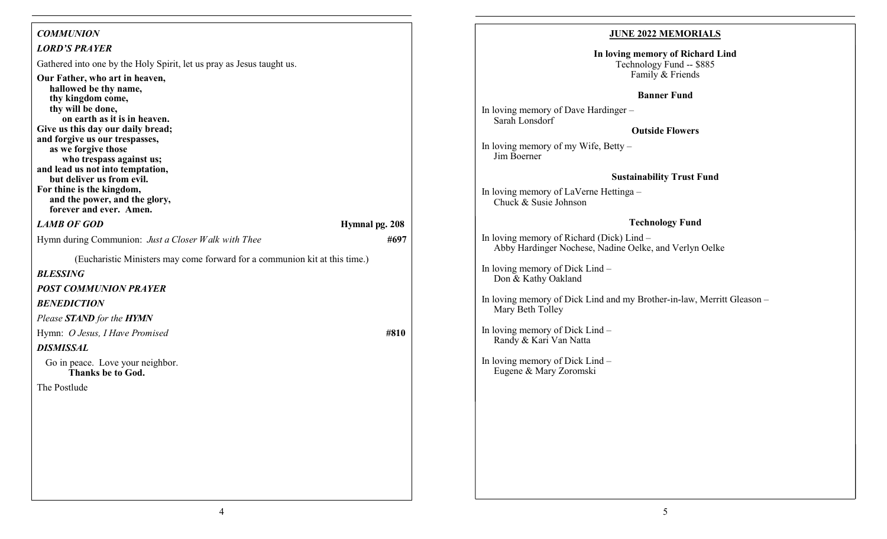***COMMUNION***

***LORD'S PRAYER***

Gathered into one by the Holy Spirit, let us pray as Jesus taught us.

**Our Father, who art in heaven,**
**hallowed be thy name,**
**thy kingdom come,**
**thy will be done,**
**on earth as it is in heaven.**
**Give us this day our daily bread;**
**and forgive us our trespasses,**
**as we forgive those**
**who trespass against us;**
**and lead us not into temptation,**
**but deliver us from evil.**
**For thine is the kingdom,**
**and the power, and the glory,**
**forever and ever. Amen.**

***LAMB OF GOD*** **Hymnal pg. 208**

Hymn during Communion: *Just a Closer Walk with Thee* **#697**

(Eucharistic Ministers may come forward for a communion kit at this time.)

***BLESSING***

***POST COMMUNION PRAYER***

***BENEDICTION***

*Please* ***STAND*** *for the* ***HYMN***

Hymn: *O Jesus, I Have Promised* **#810**

***DISMISSAL***

Go in peace. Love your neighbor.
**Thanks be to God.**

The Postlude

## JUNE 2022 MEMORIALS

**In loving memory of Richard Lind**
Technology Fund -- $885
Family & Friends

### Banner Fund

In loving memory of Dave Hardinger –
Sarah Lonsdorf

### Outside Flowers

In loving memory of my Wife, Betty –
Jim Boerner

### Sustainability Trust Fund

In loving memory of LaVerne Hettinga –
Chuck & Susie Johnson

### Technology Fund

In loving memory of Richard (Dick) Lind –
Abby Hardinger Nochese, Nadine Oelke, and Verlyn Oelke

In loving memory of Dick Lind –
Don & Kathy Oakland

In loving memory of Dick Lind and my Brother-in-law, Merritt Gleason –
Mary Beth Tolley

In loving memory of Dick Lind –
Randy & Kari Van Natta

In loving memory of Dick Lind –
Eugene & Mary Zoromski